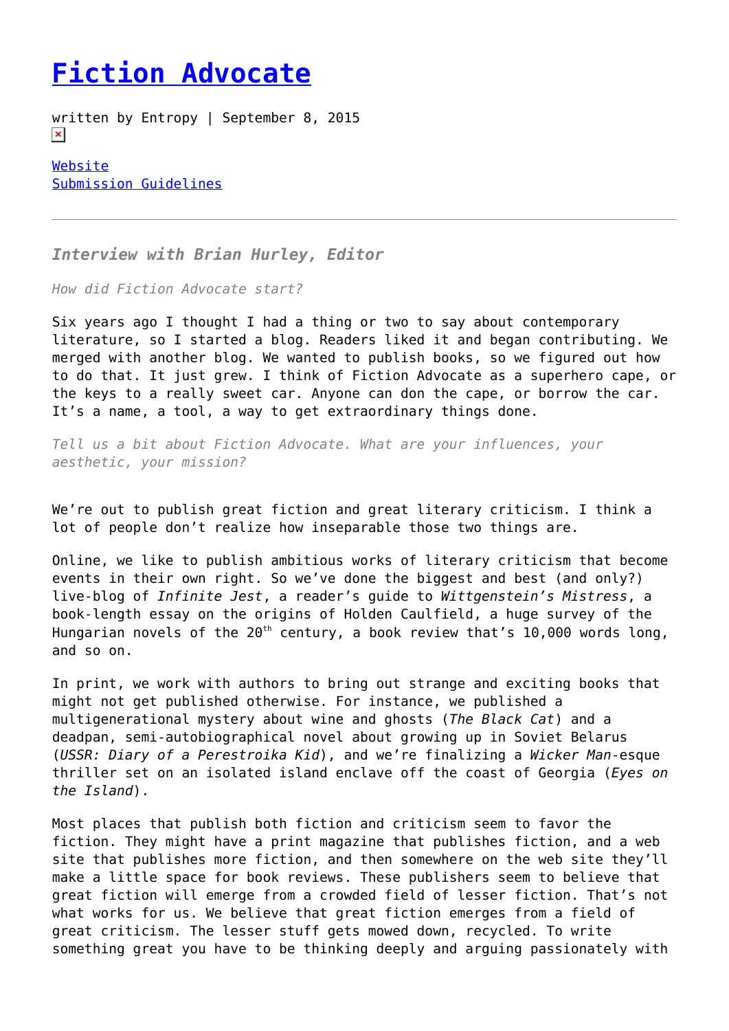# [Fiction Advocate]()

written by Entropy | September 8, 2015

[Website]()
[Submission Guidelines]()

---

***Interview with Brian Hurley, Editor***

*How did Fiction Advocate start?*

Six years ago I thought I had a thing or two to say about contemporary literature, so I started a blog. Readers liked it and began contributing. We merged with another blog. We wanted to publish books, so we figured out how to do that. It just grew. I think of Fiction Advocate as a superhero cape, or the keys to a really sweet car. Anyone can don the cape, or borrow the car. It's a name, a tool, a way to get extraordinary things done.

*Tell us a bit about Fiction Advocate. What are your influences, your aesthetic, your mission?*

We're out to publish great fiction and great literary criticism. I think a lot of people don't realize how inseparable those two things are.

Online, we like to publish ambitious works of literary criticism that become events in their own right. So we've done the biggest and best (and only?) live-blog of *Infinite Jest*, a reader's guide to *Wittgenstein's Mistress*, a book-length essay on the origins of Holden Caulfield, a huge survey of the Hungarian novels of the 20th century, a book review that's 10,000 words long, and so on.

In print, we work with authors to bring out strange and exciting books that might not get published otherwise. For instance, we published a multigenerational mystery about wine and ghosts (*The Black Cat*) and a deadpan, semi-autobiographical novel about growing up in Soviet Belarus (*USSR: Diary of a Perestroika Kid*), and we're finalizing a *Wicker Man*-esque thriller set on an isolated island enclave off the coast of Georgia (*Eyes on the Island*).

Most places that publish both fiction and criticism seem to favor the fiction. They might have a print magazine that publishes fiction, and a web site that publishes more fiction, and then somewhere on the web site they'll make a little space for book reviews. These publishers seem to believe that great fiction will emerge from a crowded field of lesser fiction. That's not what works for us. We believe that great fiction emerges from a field of great criticism. The lesser stuff gets mowed down, recycled. To write something great you have to be thinking deeply and arguing passionately with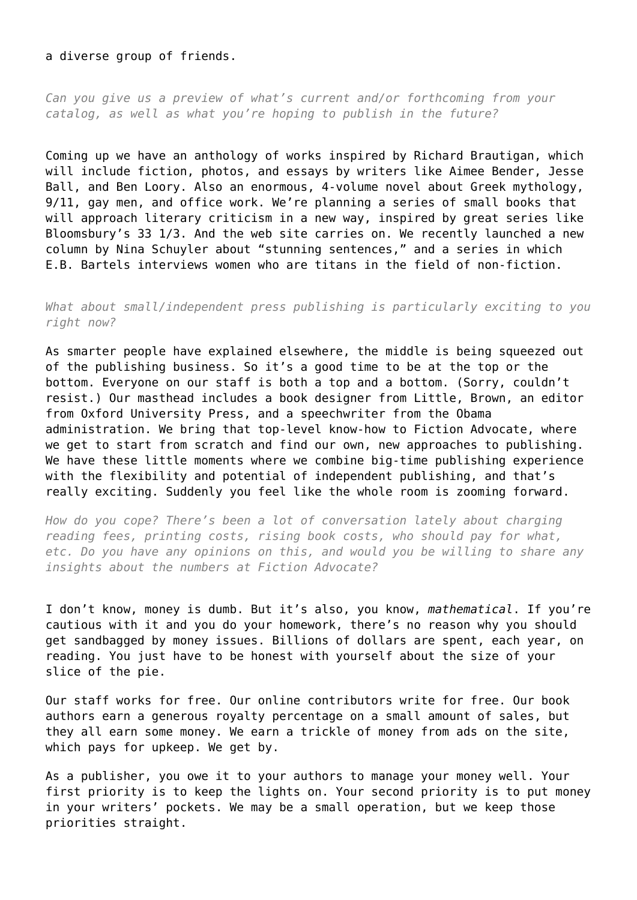a diverse group of friends.

*Can you give us a preview of what's current and/or forthcoming from your catalog, as well as what you're hoping to publish in the future?*

Coming up we have an anthology of works inspired by Richard Brautigan, which will include fiction, photos, and essays by writers like Aimee Bender, Jesse Ball, and Ben Loory. Also an enormous, 4-volume novel about Greek mythology, 9/11, gay men, and office work. We're planning a series of small books that will approach literary criticism in a new way, inspired by great series like Bloomsbury's 33 1/3. And the web site carries on. We recently launched a new column by Nina Schuyler about "stunning sentences," and a series in which E.B. Bartels interviews women who are titans in the field of non-fiction.

*What about small/independent press publishing is particularly exciting to you right now?*

As smarter people have explained elsewhere, the middle is being squeezed out of the publishing business. So it's a good time to be at the top or the bottom. Everyone on our staff is both a top and a bottom. (Sorry, couldn't resist.) Our masthead includes a book designer from Little, Brown, an editor from Oxford University Press, and a speechwriter from the Obama administration. We bring that top-level know-how to Fiction Advocate, where we get to start from scratch and find our own, new approaches to publishing. We have these little moments where we combine big-time publishing experience with the flexibility and potential of independent publishing, and that's really exciting. Suddenly you feel like the whole room is zooming forward.

*How do you cope? There's been a lot of conversation lately about charging reading fees, printing costs, rising book costs, who should pay for what, etc. Do you have any opinions on this, and would you be willing to share any insights about the numbers at Fiction Advocate?*

I don't know, money is dumb. But it's also, you know, *mathematical*. If you're cautious with it and you do your homework, there's no reason why you should get sandbagged by money issues. Billions of dollars are spent, each year, on reading. You just have to be honest with yourself about the size of your slice of the pie.

Our staff works for free. Our online contributors write for free. Our book authors earn a generous royalty percentage on a small amount of sales, but they all earn some money. We earn a trickle of money from ads on the site, which pays for upkeep. We get by.

As a publisher, you owe it to your authors to manage your money well. Your first priority is to keep the lights on. Your second priority is to put money in your writers' pockets. We may be a small operation, but we keep those priorities straight.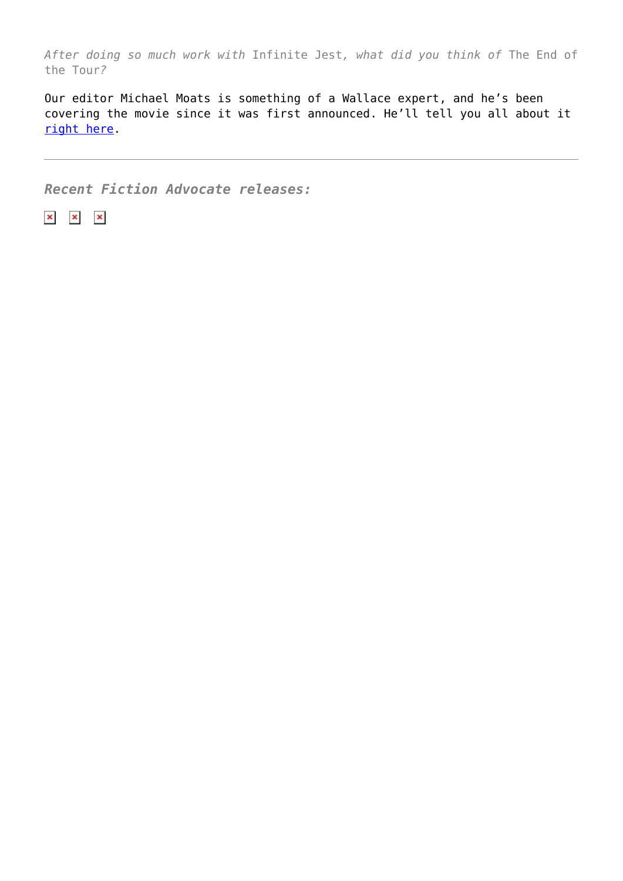*After doing so much work with* Infinite Jest*, what did you think of* The End of the Tour*?*

Our editor Michael Moats is something of a Wallace expert, and he's been covering the movie since it was first announced. He'll tell you all about it [right here](#).

---

***Recent Fiction Advocate releases:***